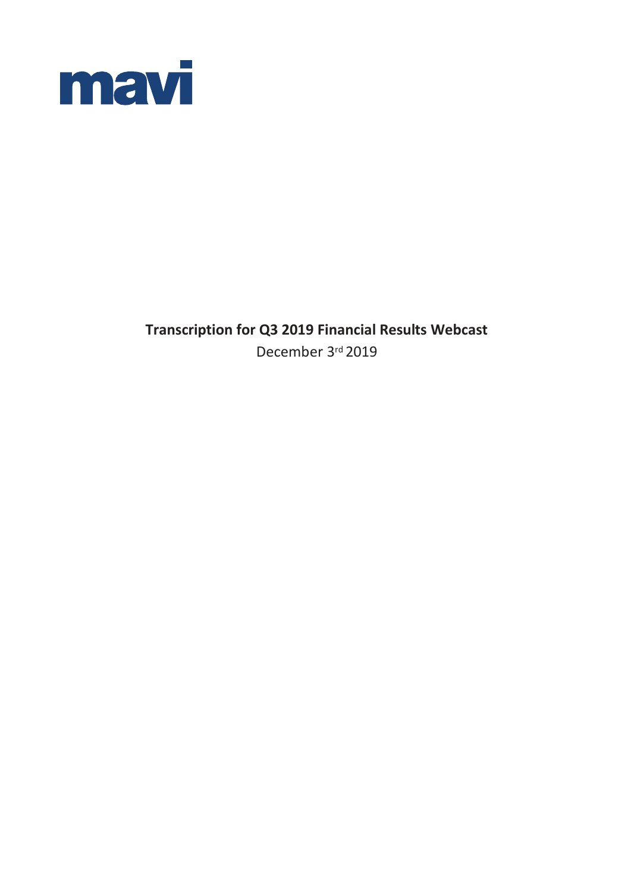mavi

**Transcription for Q3 2019 Financial Results Webcast**

December 3rd 2019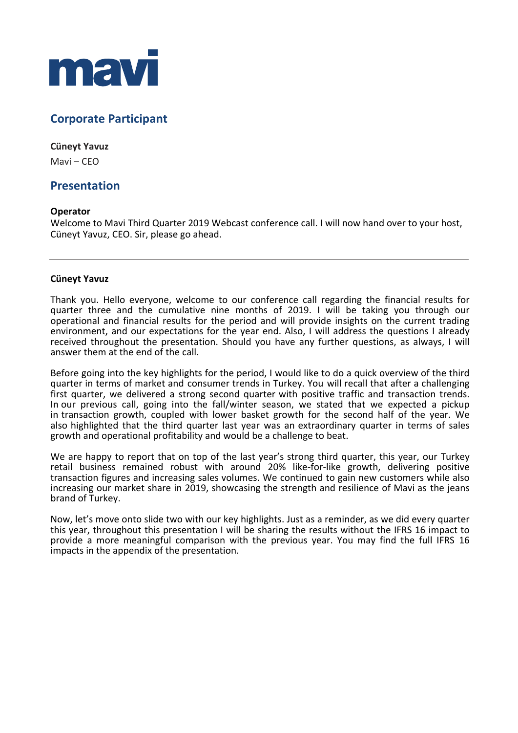mavi

## Corporate Participant

**Cüneyt Yavuz**

Mavi – CEO

## Presentation

**Operator**

Welcome to Mavi Third Quarter 2019 Webcast conference call. I will now hand over to your host, Cüneyt Yavuz, CEO. Sir, please go ahead.

---

**Cüneyt Yavuz**

Thank you. Hello everyone, welcome to our conference call regarding the financial results for quarter three and the cumulative nine months of 2019. I will be taking you through our operational and financial results for the period and will provide insights on the current trading environment, and our expectations for the year end. Also, I will address the questions I already received throughout the presentation. Should you have any further questions, as always, I will answer them at the end of the call.

Before going into the key highlights for the period, I would like to do a quick overview of the third quarter in terms of market and consumer trends in Turkey. You will recall that after a challenging first quarter, we delivered a strong second quarter with positive traffic and transaction trends. In our previous call, going into the fall/winter season, we stated that we expected a pickup in transaction growth, coupled with lower basket growth for the second half of the year. We also highlighted that the third quarter last year was an extraordinary quarter in terms of sales growth and operational profitability and would be a challenge to beat.

We are happy to report that on top of the last year's strong third quarter, this year, our Turkey retail business remained robust with around 20% like-for-like growth, delivering positive transaction figures and increasing sales volumes. We continued to gain new customers while also increasing our market share in 2019, showcasing the strength and resilience of Mavi as the jeans brand of Turkey.

Now, let's move onto slide two with our key highlights. Just as a reminder, as we did every quarter this year, throughout this presentation I will be sharing the results without the IFRS 16 impact to provide a more meaningful comparison with the previous year. You may find the full IFRS 16 impacts in the appendix of the presentation.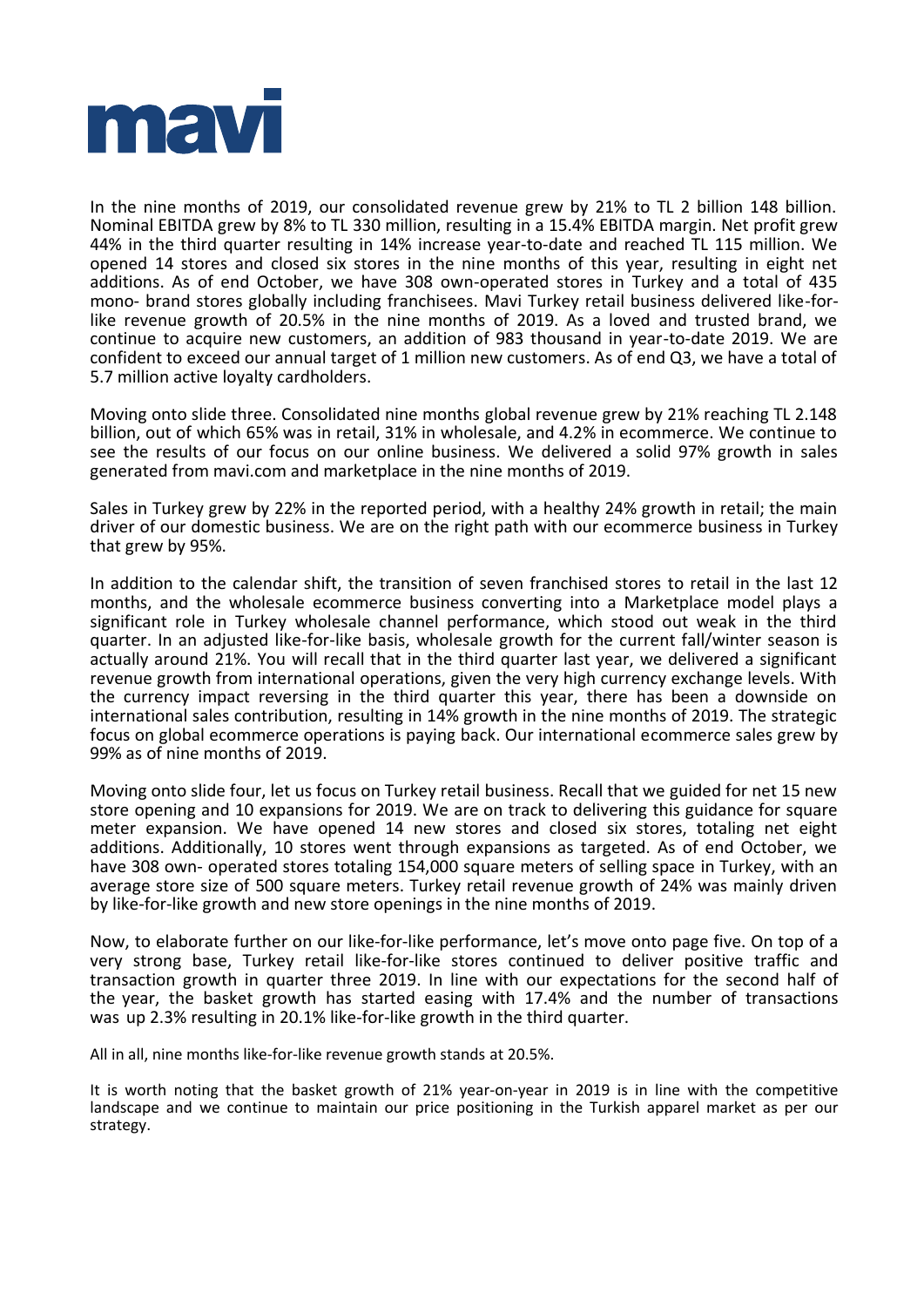In the nine months of 2019, our consolidated revenue grew by 21% to TL 2 billion 148 billion. Nominal EBITDA grew by 8% to TL 330 million, resulting in a 15.4% EBITDA margin. Net profit grew 44% in the third quarter resulting in 14% increase year-to-date and reached TL 115 million. We opened 14 stores and closed six stores in the nine months of this year, resulting in eight net additions. As of end October, we have 308 own-operated stores in Turkey and a total of 435 mono- brand stores globally including franchisees. Mavi Turkey retail business delivered like-for-like revenue growth of 20.5% in the nine months of 2019. As a loved and trusted brand, we continue to acquire new customers, an addition of 983 thousand in year-to-date 2019. We are confident to exceed our annual target of 1 million new customers. As of end Q3, we have a total of 5.7 million active loyalty cardholders.

Moving onto slide three. Consolidated nine months global revenue grew by 21% reaching TL 2.148 billion, out of which 65% was in retail, 31% in wholesale, and 4.2% in ecommerce. We continue to see the results of our focus on our online business. We delivered a solid 97% growth in sales generated from mavi.com and marketplace in the nine months of 2019.

Sales in Turkey grew by 22% in the reported period, with a healthy 24% growth in retail; the main driver of our domestic business. We are on the right path with our ecommerce business in Turkey that grew by 95%.

In addition to the calendar shift, the transition of seven franchised stores to retail in the last 12 months, and the wholesale ecommerce business converting into a Marketplace model plays a significant role in Turkey wholesale channel performance, which stood out weak in the third quarter. In an adjusted like-for-like basis, wholesale growth for the current fall/winter season is actually around 21%. You will recall that in the third quarter last year, we delivered a significant revenue growth from international operations, given the very high currency exchange levels. With the currency impact reversing in the third quarter this year, there has been a downside on international sales contribution, resulting in 14% growth in the nine months of 2019. The strategic focus on global ecommerce operations is paying back. Our international ecommerce sales grew by 99% as of nine months of 2019.

Moving onto slide four, let us focus on Turkey retail business. Recall that we guided for net 15 new store opening and 10 expansions for 2019. We are on track to delivering this guidance for square meter expansion. We have opened 14 new stores and closed six stores, totaling net eight additions. Additionally, 10 stores went through expansions as targeted. As of end October, we have 308 own- operated stores totaling 154,000 square meters of selling space in Turkey, with an average store size of 500 square meters. Turkey retail revenue growth of 24% was mainly driven by like-for-like growth and new store openings in the nine months of 2019.

Now, to elaborate further on our like-for-like performance, let's move onto page five. On top of a very strong base, Turkey retail like-for-like stores continued to deliver positive traffic and transaction growth in quarter three 2019. In line with our expectations for the second half of the year, the basket growth has started easing with 17.4% and the number of transactions was up 2.3% resulting in 20.1% like-for-like growth in the third quarter.

All in all, nine months like-for-like revenue growth stands at 20.5%.

It is worth noting that the basket growth of 21% year-on-year in 2019 is in line with the competitive landscape and we continue to maintain our price positioning in the Turkish apparel market as per our strategy.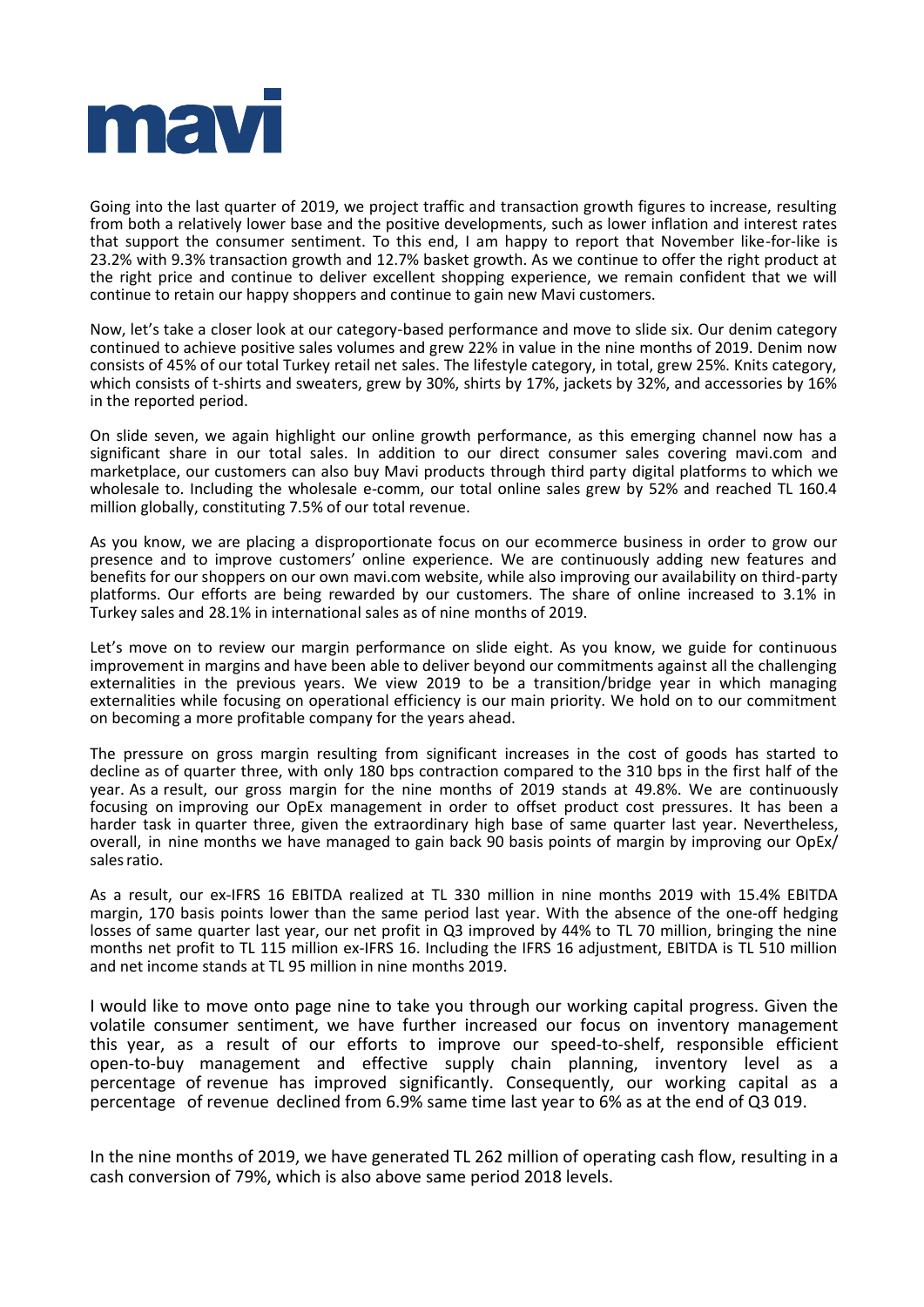Going into the last quarter of 2019, we project traffic and transaction growth figures to increase, resulting from both a relatively lower base and the positive developments, such as lower inflation and interest rates that support the consumer sentiment. To this end, I am happy to report that November like-for-like is 23.2% with 9.3% transaction growth and 12.7% basket growth. As we continue to offer the right product at the right price and continue to deliver excellent shopping experience, we remain confident that we will continue to retain our happy shoppers and continue to gain new Mavi customers.

Now, let's take a closer look at our category-based performance and move to slide six. Our denim category continued to achieve positive sales volumes and grew 22% in value in the nine months of 2019. Denim now consists of 45% of our total Turkey retail net sales. The lifestyle category, in total, grew 25%. Knits category, which consists of t-shirts and sweaters, grew by 30%, shirts by 17%, jackets by 32%, and accessories by 16% in the reported period.

On slide seven, we again highlight our online growth performance, as this emerging channel now has a significant share in our total sales. In addition to our direct consumer sales covering mavi.com and marketplace, our customers can also buy Mavi products through third party digital platforms to which we wholesale to. Including the wholesale e-comm, our total online sales grew by 52% and reached TL 160.4 million globally, constituting 7.5% of our total revenue.

As you know, we are placing a disproportionate focus on our ecommerce business in order to grow our presence and to improve customers' online experience. We are continuously adding new features and benefits for our shoppers on our own mavi.com website, while also improving our availability on third-party platforms. Our efforts are being rewarded by our customers. The share of online increased to 3.1% in Turkey sales and 28.1% in international sales as of nine months of 2019.

Let's move on to review our margin performance on slide eight. As you know, we guide for continuous improvement in margins and have been able to deliver beyond our commitments against all the challenging externalities in the previous years. We view 2019 to be a transition/bridge year in which managing externalities while focusing on operational efficiency is our main priority. We hold on to our commitment on becoming a more profitable company for the years ahead.

The pressure on gross margin resulting from significant increases in the cost of goods has started to decline as of quarter three, with only 180 bps contraction compared to the 310 bps in the first half of the year. As a result, our gross margin for the nine months of 2019 stands at 49.8%. We are continuously focusing on improving our OpEx management in order to offset product cost pressures. It has been a harder task in quarter three, given the extraordinary high base of same quarter last year. Nevertheless, overall, in nine months we have managed to gain back 90 basis points of margin by improving our OpEx/ sales ratio.

As a result, our ex-IFRS 16 EBITDA realized at TL 330 million in nine months 2019 with 15.4% EBITDA margin, 170 basis points lower than the same period last year. With the absence of the one-off hedging losses of same quarter last year, our net profit in Q3 improved by 44% to TL 70 million, bringing the nine months net profit to TL 115 million ex-IFRS 16. Including the IFRS 16 adjustment, EBITDA is TL 510 million and net income stands at TL 95 million in nine months 2019.

I would like to move onto page nine to take you through our working capital progress. Given the volatile consumer sentiment, we have further increased our focus on inventory management this year, as a result of our efforts to improve our speed-to-shelf, responsible efficient open-to-buy management and effective supply chain planning, inventory level as a percentage of revenue has improved significantly. Consequently, our working capital as a percentage of revenue declined from 6.9% same time last year to 6% as at the end of Q3 019.

In the nine months of 2019, we have generated TL 262 million of operating cash flow, resulting in a cash conversion of 79%, which is also above same period 2018 levels.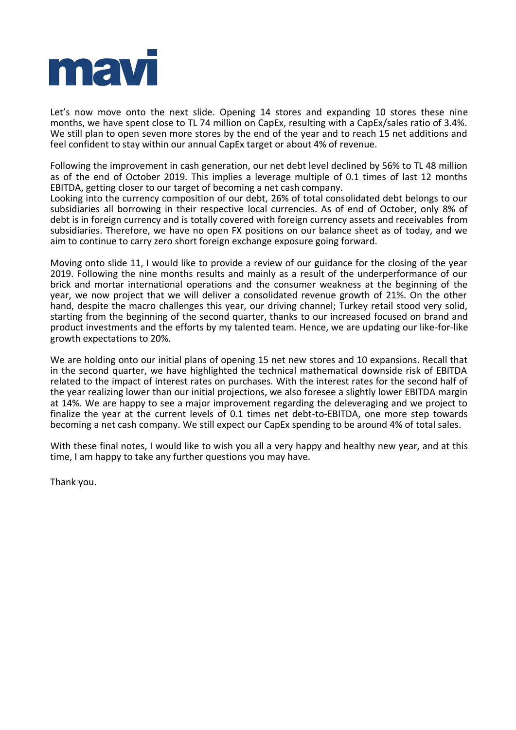Let's now move onto the next slide. Opening 14 stores and expanding 10 stores these nine months, we have spent close to TL 74 million on CapEx, resulting with a CapEx/sales ratio of 3.4%. We still plan to open seven more stores by the end of the year and to reach 15 net additions and feel confident to stay within our annual CapEx target or about 4% of revenue.

Following the improvement in cash generation, our net debt level declined by 56% to TL 48 million as of the end of October 2019. This implies a leverage multiple of 0.1 times of last 12 months EBITDA, getting closer to our target of becoming a net cash company.
Looking into the currency composition of our debt, 26% of total consolidated debt belongs to our subsidiaries all borrowing in their respective local currencies. As of end of October, only 8% of debt is in foreign currency and is totally covered with foreign currency assets and receivables from subsidiaries. Therefore, we have no open FX positions on our balance sheet as of today, and we aim to continue to carry zero short foreign exchange exposure going forward.

Moving onto slide 11, I would like to provide a review of our guidance for the closing of the year 2019. Following the nine months results and mainly as a result of the underperformance of our brick and mortar international operations and the consumer weakness at the beginning of the year, we now project that we will deliver a consolidated revenue growth of 21%. On the other hand, despite the macro challenges this year, our driving channel; Turkey retail stood very solid, starting from the beginning of the second quarter, thanks to our increased focused on brand and product investments and the efforts by my talented team. Hence, we are updating our like-for-like growth expectations to 20%.

We are holding onto our initial plans of opening 15 net new stores and 10 expansions. Recall that in the second quarter, we have highlighted the technical mathematical downside risk of EBITDA related to the impact of interest rates on purchases. With the interest rates for the second half of the year realizing lower than our initial projections, we also foresee a slightly lower EBITDA margin at 14%. We are happy to see a major improvement regarding the deleveraging and we project to finalize the year at the current levels of 0.1 times net debt-to-EBITDA, one more step towards becoming a net cash company. We still expect our CapEx spending to be around 4% of total sales.

With these final notes, I would like to wish you all a very happy and healthy new year, and at this time, I am happy to take any further questions you may have.

Thank you.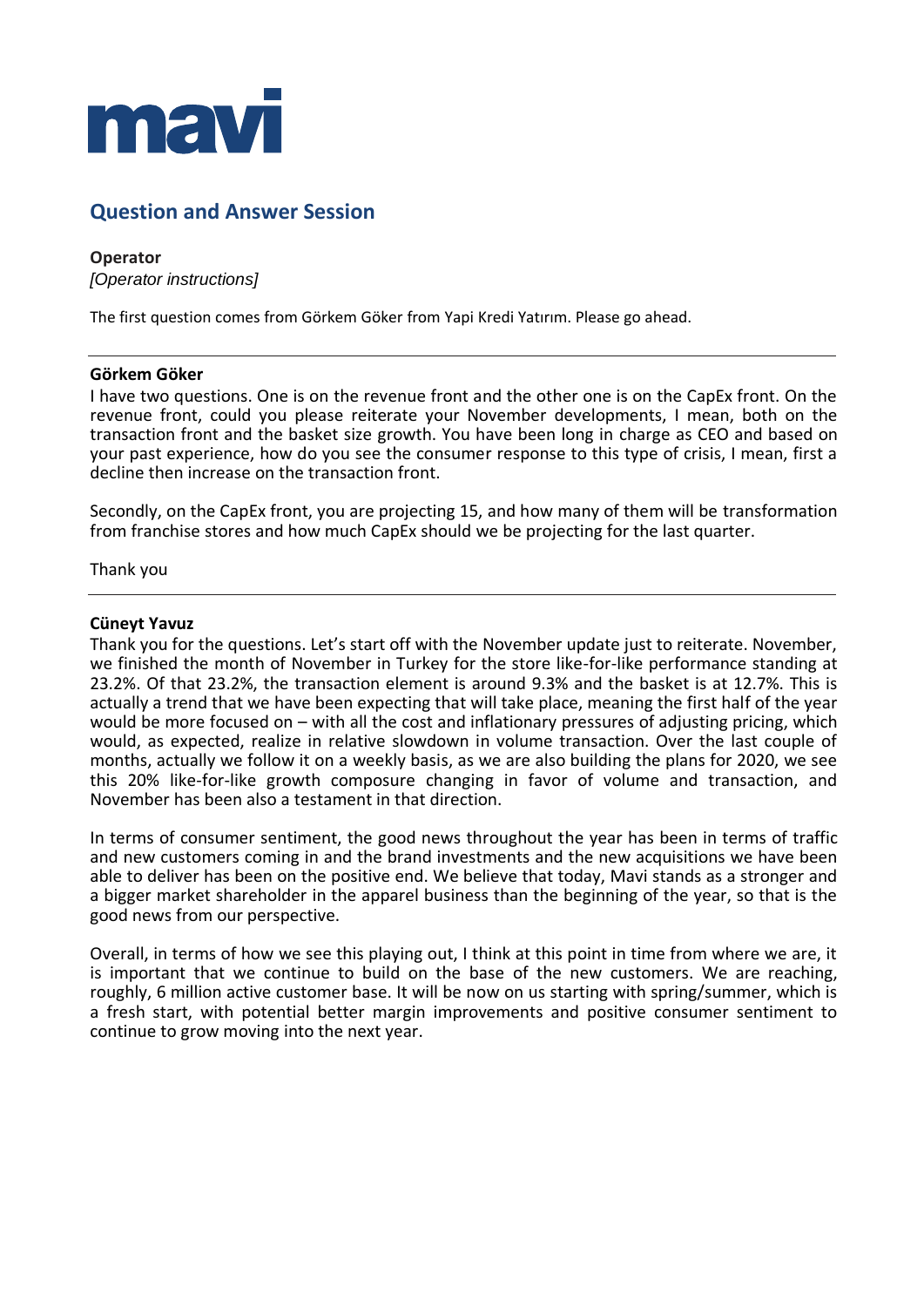# Question and Answer Session

**Operator**

*[Operator instructions]*

The first question comes from Görkem Göker from Yapi Kredi Yatırım. Please go ahead.

---

**Görkem Göker**

I have two questions. One is on the revenue front and the other one is on the CapEx front. On the revenue front, could you please reiterate your November developments, I mean, both on the transaction front and the basket size growth. You have been long in charge as CEO and based on your past experience, how do you see the consumer response to this type of crisis, I mean, first a decline then increase on the transaction front.

Secondly, on the CapEx front, you are projecting 15, and how many of them will be transformation from franchise stores and how much CapEx should we be projecting for the last quarter.

Thank you

---

**Cüneyt Yavuz**

Thank you for the questions. Let's start off with the November update just to reiterate. November, we finished the month of November in Turkey for the store like-for-like performance standing at 23.2%. Of that 23.2%, the transaction element is around 9.3% and the basket is at 12.7%. This is actually a trend that we have been expecting that will take place, meaning the first half of the year would be more focused on – with all the cost and inflationary pressures of adjusting pricing, which would, as expected, realize in relative slowdown in volume transaction. Over the last couple of months, actually we follow it on a weekly basis, as we are also building the plans for 2020, we see this 20% like-for-like growth composure changing in favor of volume and transaction, and November has been also a testament in that direction.

In terms of consumer sentiment, the good news throughout the year has been in terms of traffic and new customers coming in and the brand investments and the new acquisitions we have been able to deliver has been on the positive end. We believe that today, Mavi stands as a stronger and a bigger market shareholder in the apparel business than the beginning of the year, so that is the good news from our perspective.

Overall, in terms of how we see this playing out, I think at this point in time from where we are, it is important that we continue to build on the base of the new customers. We are reaching, roughly, 6 million active customer base. It will be now on us starting with spring/summer, which is a fresh start, with potential better margin improvements and positive consumer sentiment to continue to grow moving into the next year.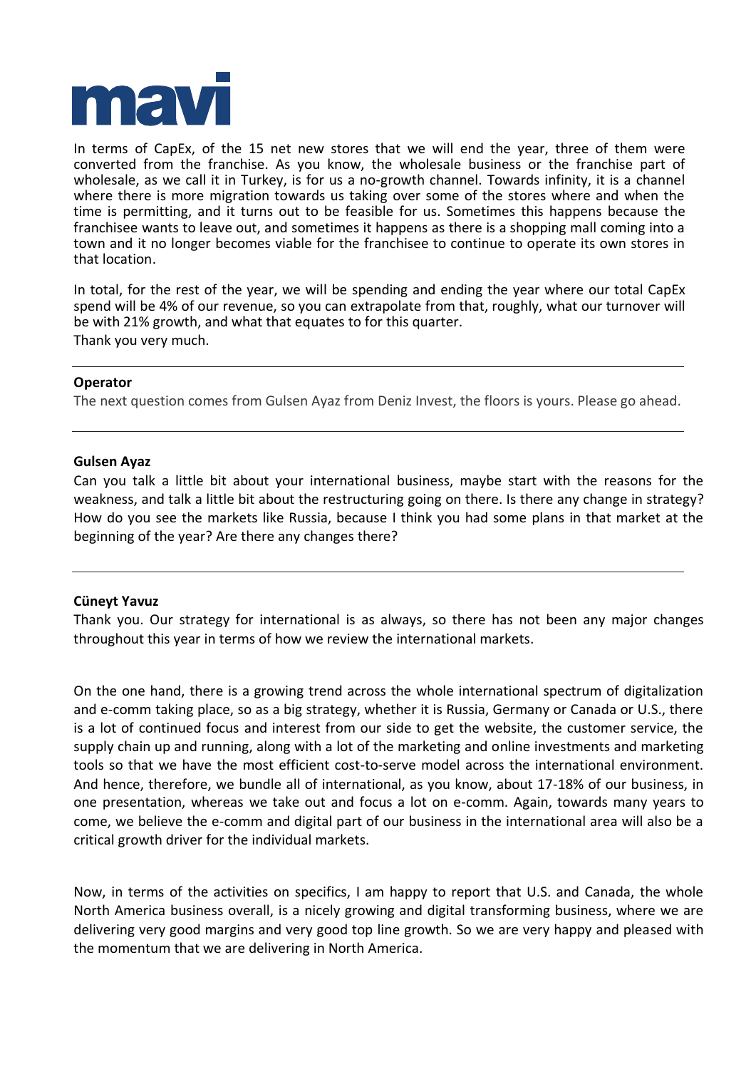In terms of CapEx, of the 15 net new stores that we will end the year, three of them were converted from the franchise. As you know, the wholesale business or the franchise part of wholesale, as we call it in Turkey, is for us a no-growth channel. Towards infinity, it is a channel where there is more migration towards us taking over some of the stores where and when the time is permitting, and it turns out to be feasible for us. Sometimes this happens because the franchisee wants to leave out, and sometimes it happens as there is a shopping mall coming into a town and it no longer becomes viable for the franchisee to continue to operate its own stores in that location.

In total, for the rest of the year, we will be spending and ending the year where our total CapEx spend will be 4% of our revenue, so you can extrapolate from that, roughly, what our turnover will be with 21% growth, and what that equates to for this quarter.
Thank you very much.

---

**Operator**

The next question comes from Gulsen Ayaz from Deniz Invest, the floors is yours. Please go ahead.

---

**Gulsen Ayaz**

Can you talk a little bit about your international business, maybe start with the reasons for the weakness, and talk a little bit about the restructuring going on there. Is there any change in strategy? How do you see the markets like Russia, because I think you had some plans in that market at the beginning of the year? Are there any changes there?

---

**Cüneyt Yavuz**

Thank you. Our strategy for international is as always, so there has not been any major changes throughout this year in terms of how we review the international markets.

On the one hand, there is a growing trend across the whole international spectrum of digitalization and e-comm taking place, so as a big strategy, whether it is Russia, Germany or Canada or U.S., there is a lot of continued focus and interest from our side to get the website, the customer service, the supply chain up and running, along with a lot of the marketing and online investments and marketing tools so that we have the most efficient cost-to-serve model across the international environment. And hence, therefore, we bundle all of international, as you know, about 17-18% of our business, in one presentation, whereas we take out and focus a lot on e-comm. Again, towards many years to come, we believe the e-comm and digital part of our business in the international area will also be a critical growth driver for the individual markets.

Now, in terms of the activities on specifics, I am happy to report that U.S. and Canada, the whole North America business overall, is a nicely growing and digital transforming business, where we are delivering very good margins and very good top line growth. So we are very happy and pleased with the momentum that we are delivering in North America.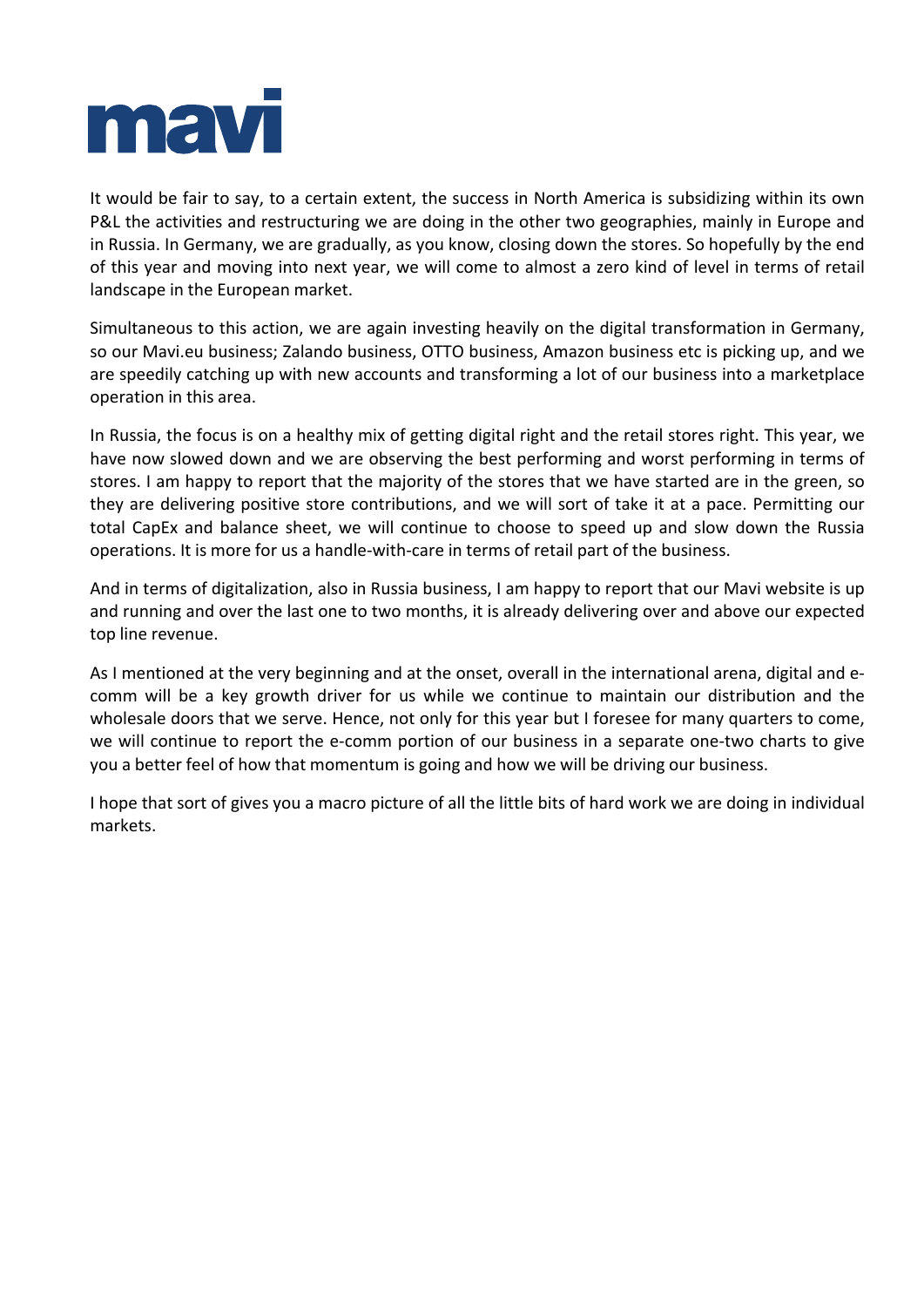It would be fair to say, to a certain extent, the success in North America is subsidizing within its own P&L the activities and restructuring we are doing in the other two geographies, mainly in Europe and in Russia. In Germany, we are gradually, as you know, closing down the stores. So hopefully by the end of this year and moving into next year, we will come to almost a zero kind of level in terms of retail landscape in the European market.

Simultaneous to this action, we are again investing heavily on the digital transformation in Germany, so our Mavi.eu business; Zalando business, OTTO business, Amazon business etc is picking up, and we are speedily catching up with new accounts and transforming a lot of our business into a marketplace operation in this area.

In Russia, the focus is on a healthy mix of getting digital right and the retail stores right. This year, we have now slowed down and we are observing the best performing and worst performing in terms of stores. I am happy to report that the majority of the stores that we have started are in the green, so they are delivering positive store contributions, and we will sort of take it at a pace. Permitting our total CapEx and balance sheet, we will continue to choose to speed up and slow down the Russia operations. It is more for us a handle-with-care in terms of retail part of the business.

And in terms of digitalization, also in Russia business, I am happy to report that our Mavi website is up and running and over the last one to two months, it is already delivering over and above our expected top line revenue.

As I mentioned at the very beginning and at the onset, overall in the international arena, digital and e-comm will be a key growth driver for us while we continue to maintain our distribution and the wholesale doors that we serve. Hence, not only for this year but I foresee for many quarters to come, we will continue to report the e-comm portion of our business in a separate one-two charts to give you a better feel of how that momentum is going and how we will be driving our business.

I hope that sort of gives you a macro picture of all the little bits of hard work we are doing in individual markets.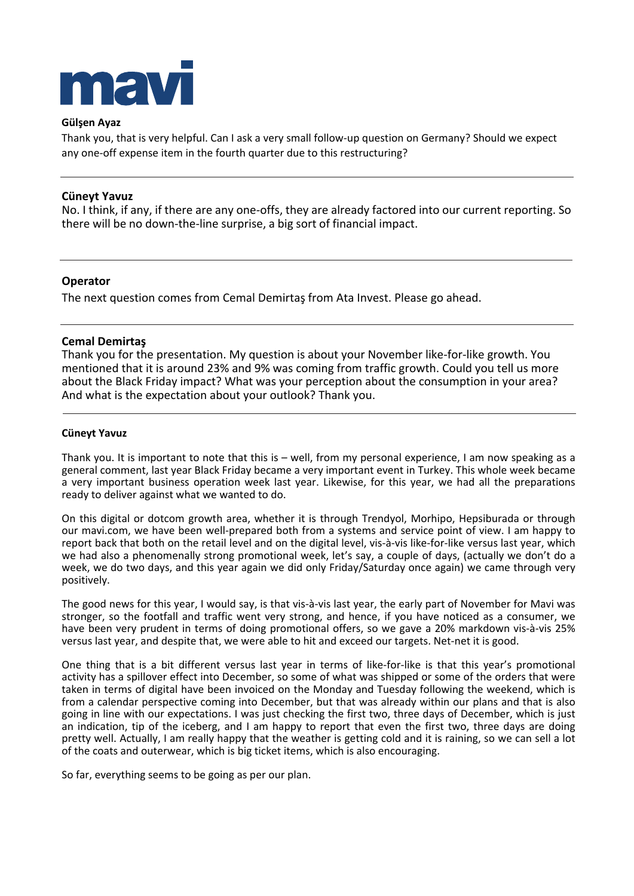**Gülşen Ayaz**

Thank you, that is very helpful. Can I ask a very small follow-up question on Germany? Should we expect any one-off expense item in the fourth quarter due to this restructuring?

---

**Cüneyt Yavuz**

No. I think, if any, if there are any one-offs, they are already factored into our current reporting. So there will be no down-the-line surprise, a big sort of financial impact.

---

**Operator**

The next question comes from Cemal Demirtaş from Ata Invest. Please go ahead.

---

**Cemal Demirtaş**

Thank you for the presentation. My question is about your November like-for-like growth. You mentioned that it is around 23% and 9% was coming from traffic growth. Could you tell us more about the Black Friday impact? What was your perception about the consumption in your area? And what is the expectation about your outlook? Thank you.

---

**Cüneyt Yavuz**

Thank you. It is important to note that this is – well, from my personal experience, I am now speaking as a general comment, last year Black Friday became a very important event in Turkey. This whole week became a very important business operation week last year. Likewise, for this year, we had all the preparations ready to deliver against what we wanted to do.

On this digital or dotcom growth area, whether it is through Trendyol, Morhipo, Hepsiburada or through our mavi.com, we have been well-prepared both from a systems and service point of view. I am happy to report back that both on the retail level and on the digital level, vis-à-vis like-for-like versus last year, which we had also a phenomenally strong promotional week, let's say, a couple of days, (actually we don't do a week, we do two days, and this year again we did only Friday/Saturday once again) we came through very positively.

The good news for this year, I would say, is that vis-à-vis last year, the early part of November for Mavi was stronger, so the footfall and traffic went very strong, and hence, if you have noticed as a consumer, we have been very prudent in terms of doing promotional offers, so we gave a 20% markdown vis-à-vis 25% versus last year, and despite that, we were able to hit and exceed our targets. Net-net it is good.

One thing that is a bit different versus last year in terms of like-for-like is that this year's promotional activity has a spillover effect into December, so some of what was shipped or some of the orders that were taken in terms of digital have been invoiced on the Monday and Tuesday following the weekend, which is from a calendar perspective coming into December, but that was already within our plans and that is also going in line with our expectations. I was just checking the first two, three days of December, which is just an indication, tip of the iceberg, and I am happy to report that even the first two, three days are doing pretty well. Actually, I am really happy that the weather is getting cold and it is raining, so we can sell a lot of the coats and outerwear, which is big ticket items, which is also encouraging.

So far, everything seems to be going as per our plan.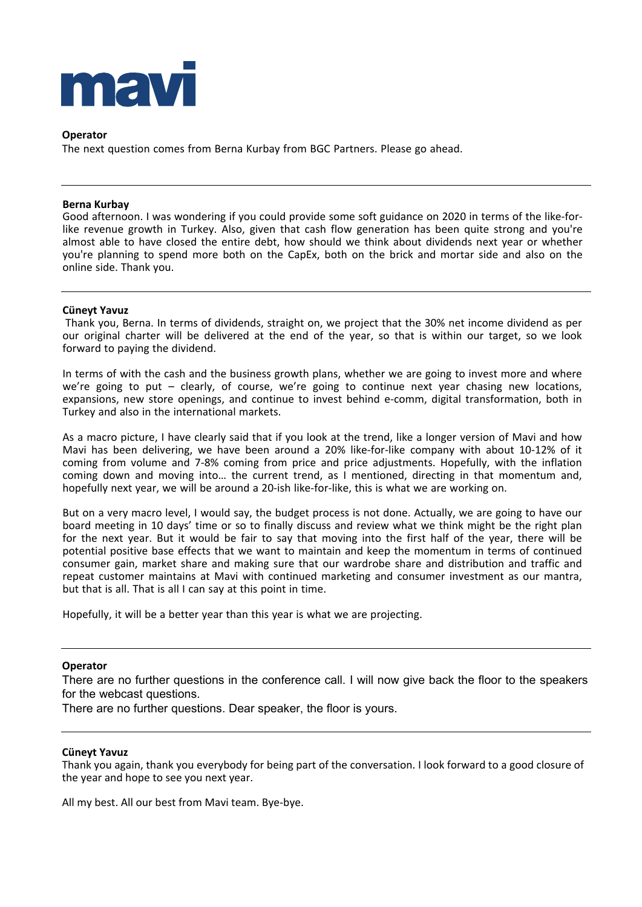**Operator**
The next question comes from Berna Kurbay from BGC Partners. Please go ahead.

---

**Berna Kurbay**
Good afternoon. I was wondering if you could provide some soft guidance on 2020 in terms of the like-for-like revenue growth in Turkey. Also, given that cash flow generation has been quite strong and you're almost able to have closed the entire debt, how should we think about dividends next year or whether you're planning to spend more both on the CapEx, both on the brick and mortar side and also on the online side. Thank you.

---

**Cüneyt Yavuz**
Thank you, Berna. In terms of dividends, straight on, we project that the 30% net income dividend as per our original charter will be delivered at the end of the year, so that is within our target, so we look forward to paying the dividend.

In terms of with the cash and the business growth plans, whether we are going to invest more and where we're going to put – clearly, of course, we're going to continue next year chasing new locations, expansions, new store openings, and continue to invest behind e-comm, digital transformation, both in Turkey and also in the international markets.

As a macro picture, I have clearly said that if you look at the trend, like a longer version of Mavi and how Mavi has been delivering, we have been around a 20% like-for-like company with about 10-12% of it coming from volume and 7-8% coming from price and price adjustments. Hopefully, with the inflation coming down and moving into… the current trend, as I mentioned, directing in that momentum and, hopefully next year, we will be around a 20-ish like-for-like, this is what we are working on.

But on a very macro level, I would say, the budget process is not done. Actually, we are going to have our board meeting in 10 days' time or so to finally discuss and review what we think might be the right plan for the next year. But it would be fair to say that moving into the first half of the year, there will be potential positive base effects that we want to maintain and keep the momentum in terms of continued consumer gain, market share and making sure that our wardrobe share and distribution and traffic and repeat customer maintains at Mavi with continued marketing and consumer investment as our mantra, but that is all. That is all I can say at this point in time.

Hopefully, it will be a better year than this year is what we are projecting.

---

**Operator**
There are no further questions in the conference call. I will now give back the floor to the speakers for the webcast questions.
There are no further questions. Dear speaker, the floor is yours.

---

**Cüneyt Yavuz**
Thank you again, thank you everybody for being part of the conversation. I look forward to a good closure of the year and hope to see you next year.

All my best. All our best from Mavi team. Bye-bye.